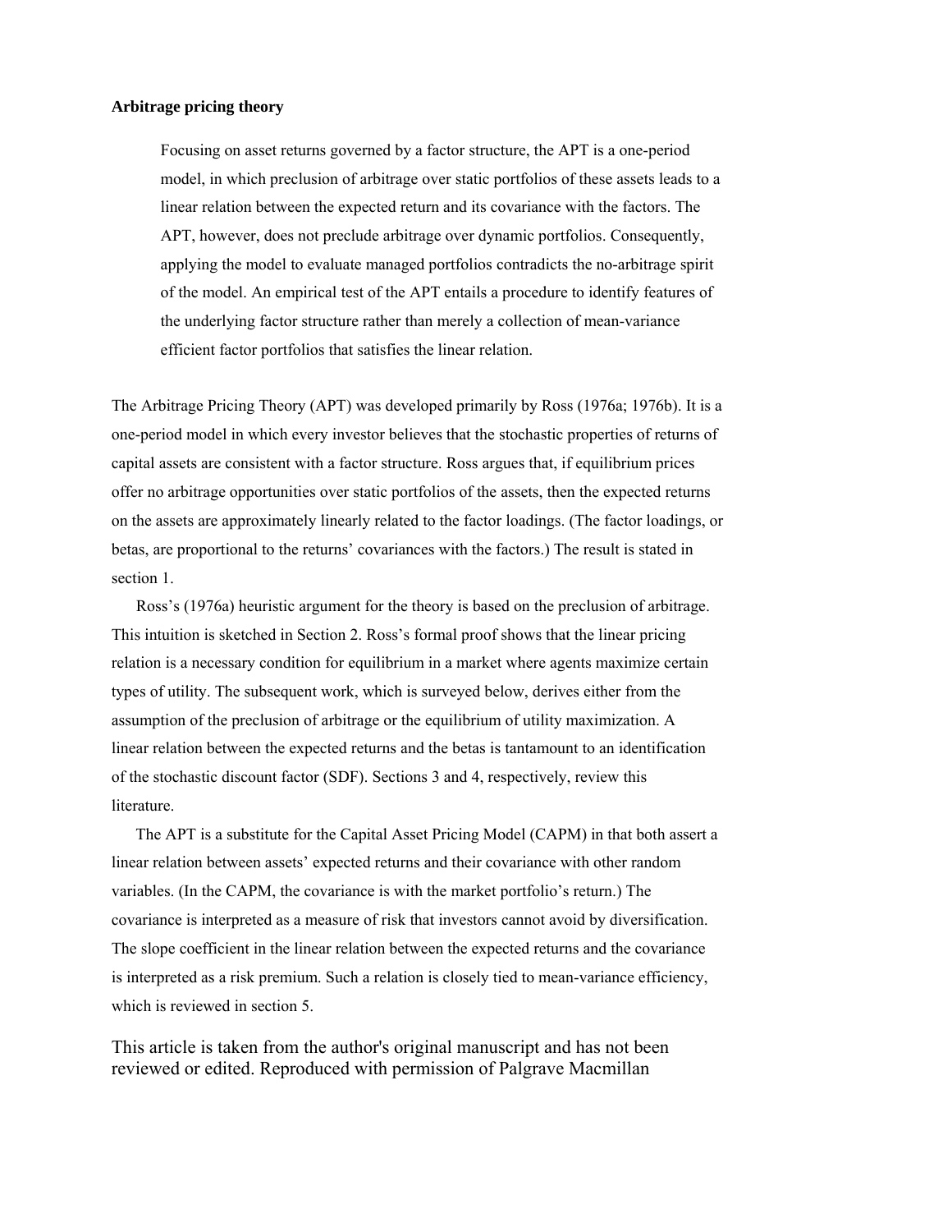**Arbitrage pricing theory**

> Focusing on asset returns governed by a factor structure, the APT is a one-period model, in which preclusion of arbitrage over static portfolios of these assets leads to a linear relation between the expected return and its covariance with the factors. The APT, however, does not preclude arbitrage over dynamic portfolios. Consequently, applying the model to evaluate managed portfolios contradicts the no-arbitrage spirit of the model. An empirical test of the APT entails a procedure to identify features of the underlying factor structure rather than merely a collection of mean-variance efficient factor portfolios that satisfies the linear relation.

The Arbitrage Pricing Theory (APT) was developed primarily by Ross (1976a; 1976b). It is a one-period model in which every investor believes that the stochastic properties of returns of capital assets are consistent with a factor structure. Ross argues that, if equilibrium prices offer no arbitrage opportunities over static portfolios of the assets, then the expected returns on the assets are approximately linearly related to the factor loadings. (The factor loadings, or betas, are proportional to the returns' covariances with the factors.) The result is stated in section 1.

Ross's (1976a) heuristic argument for the theory is based on the preclusion of arbitrage. This intuition is sketched in Section 2. Ross's formal proof shows that the linear pricing relation is a necessary condition for equilibrium in a market where agents maximize certain types of utility. The subsequent work, which is surveyed below, derives either from the assumption of the preclusion of arbitrage or the equilibrium of utility maximization. A linear relation between the expected returns and the betas is tantamount to an identification of the stochastic discount factor (SDF). Sections 3 and 4, respectively, review this literature.

The APT is a substitute for the Capital Asset Pricing Model (CAPM) in that both assert a linear relation between assets' expected returns and their covariance with other random variables. (In the CAPM, the covariance is with the market portfolio's return.) The covariance is interpreted as a measure of risk that investors cannot avoid by diversification. The slope coefficient in the linear relation between the expected returns and the covariance is interpreted as a risk premium. Such a relation is closely tied to mean-variance efficiency, which is reviewed in section 5.

This article is taken from the author's original manuscript and has not been reviewed or edited. Reproduced with permission of Palgrave Macmillan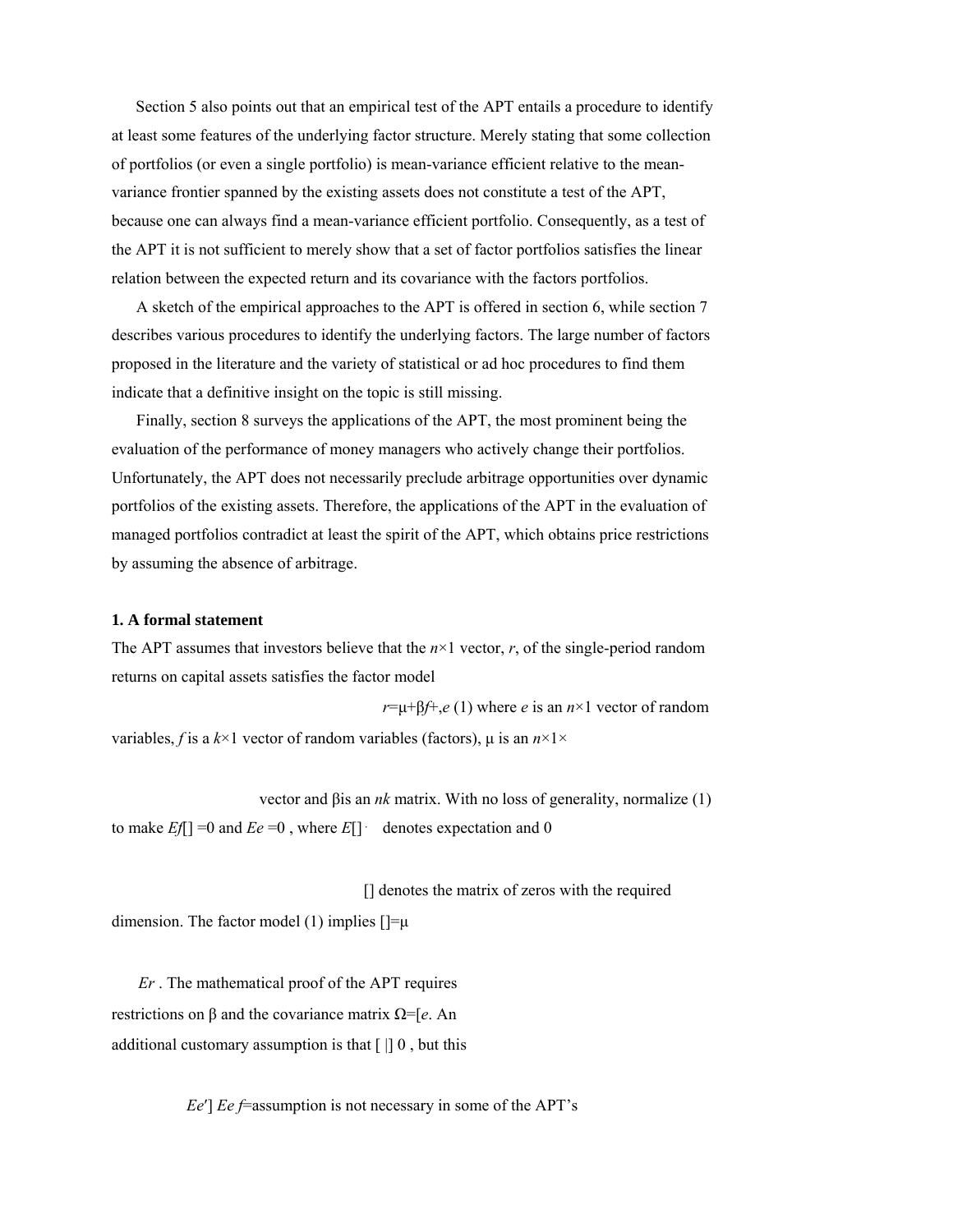Section 5 also points out that an empirical test of the APT entails a procedure to identify at least some features of the underlying factor structure. Merely stating that some collection of portfolios (or even a single portfolio) is mean-variance efficient relative to the mean-variance frontier spanned by the existing assets does not constitute a test of the APT, because one can always find a mean-variance efficient portfolio. Consequently, as a test of the APT it is not sufficient to merely show that a set of factor portfolios satisfies the linear relation between the expected return and its covariance with the factors portfolios.

A sketch of the empirical approaches to the APT is offered in section 6, while section 7 describes various procedures to identify the underlying factors. The large number of factors proposed in the literature and the variety of statistical or ad hoc procedures to find them indicate that a definitive insight on the topic is still missing.

Finally, section 8 surveys the applications of the APT, the most prominent being the evaluation of the performance of money managers who actively change their portfolios. Unfortunately, the APT does not necessarily preclude arbitrage opportunities over dynamic portfolios of the existing assets. Therefore, the applications of the APT in the evaluation of managed portfolios contradict at least the spirit of the APT, which obtains price restrictions by assuming the absence of arbitrage.

### 1. A formal statement

The APT assumes that investors believe that the $n\times 1$ vector, $r$, of the single-period random returns on capital assets satisfies the factor model

$$r = \mu + \beta f + e \quad (1)$$

where $e$ is an $n\times 1$ vector of random variables, $f$ is a $k\times 1$ vector of random variables (factors), $\mu$ is an $n\times 1$ vector and $\beta$ is an $n\times k$ matrix. With no loss of generality, normalize (1) to make $E[f]=0$ and $E[e]=0$, where $E[\cdot]$ denotes expectation and $0$ denotes the matrix of zeros with the required dimension. The factor model (1) implies $E[r]=\mu$. The mathematical proof of the APT requires restrictions on $\beta$ and the covariance matrix $\Omega = E[ee']$. An additional customary assumption is that $E[e|f]=0$, but this assumption is not necessary in some of the APT's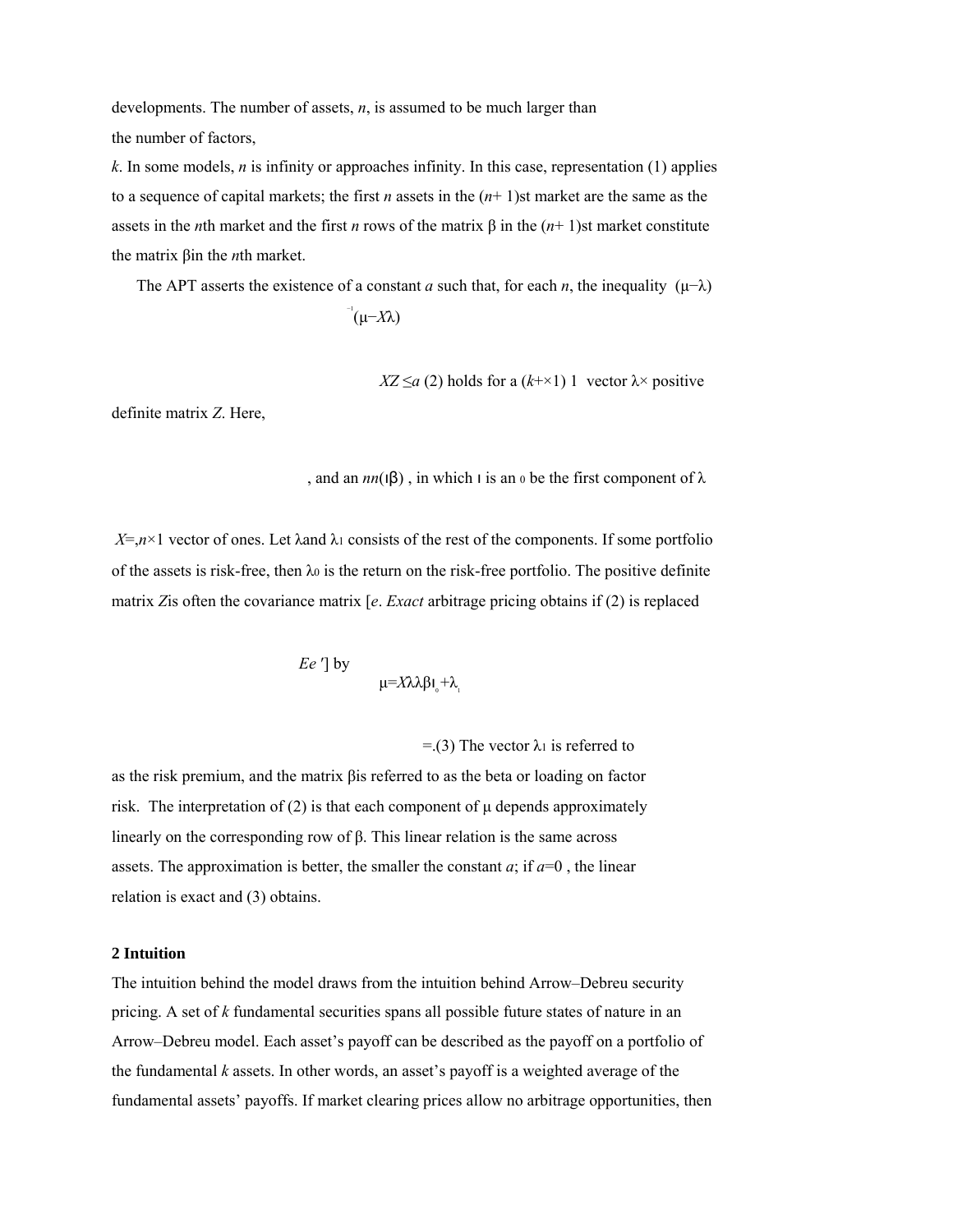developments. The number of assets, $n$, is assumed to be much larger than the number of factors, $k$. In some models, $n$ is infinity or approaches infinity. In this case, representation (1) applies to a sequence of capital markets; the first $n$ assets in the $(n+1)$st market are the same as the assets in the $n$th market and the first $n$ rows of the matrix $\beta$ in the $(n+1)$st market constitute the matrix $\beta$ in the $n$th market.

The APT asserts the existence of a constant $a$ such that, for each $n$, the inequality

$$(\mu - X\lambda)' Z^{-1} (\mu - X\lambda) \leq a \quad (2)$$

holds for a $(k+1) \times 1$ vector $\lambda$, and an $n \times n$ positive definite matrix $Z$. Here, $X = (\iota, \beta)$, in which $\iota$ is an $n \times 1$ vector of ones. Let $\lambda_0$ be the first component of $\lambda$ and $\lambda_1$ consists of the rest of the components. If some portfolio of the assets is risk-free, then $\lambda_0$ is the return on the risk-free portfolio. The positive definite matrix $Z$ is often the covariance matrix $[E ee']$. *Exact* arbitrage pricing obtains if (2) is replaced by

$$\mu = X\lambda = \lambda_0 \iota + \beta \lambda_1 \quad (3)$$

The vector $\lambda_1$ is referred to as the risk premium, and the matrix $\beta$ is referred to as the beta or loading on factor risk. The interpretation of (2) is that each component of $\mu$ depends approximately linearly on the corresponding row of $\beta$. This linear relation is the same across assets. The approximation is better, the smaller the constant $a$; if $a=0$, the linear relation is exact and (3) obtains.

## 2 Intuition

The intuition behind the model draws from the intuition behind Arrow–Debreu security pricing. A set of $k$ fundamental securities spans all possible future states of nature in an Arrow–Debreu model. Each asset's payoff can be described as the payoff on a portfolio of the fundamental $k$ assets. In other words, an asset's payoff is a weighted average of the fundamental assets' payoffs. If market clearing prices allow no arbitrage opportunities, then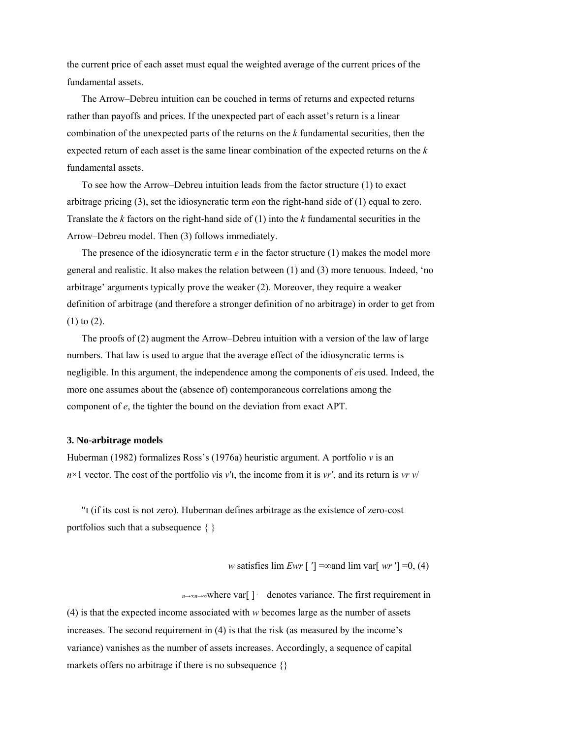the current price of each asset must equal the weighted average of the current prices of the fundamental assets.

The Arrow–Debreu intuition can be couched in terms of returns and expected returns rather than payoffs and prices. If the unexpected part of each asset's return is a linear combination of the unexpected parts of the returns on the $k$ fundamental securities, then the expected return of each asset is the same linear combination of the expected returns on the $k$ fundamental assets.

To see how the Arrow–Debreu intuition leads from the factor structure (1) to exact arbitrage pricing (3), set the idiosyncratic term $e$ on the right-hand side of (1) equal to zero. Translate the $k$ factors on the right-hand side of (1) into the $k$ fundamental securities in the Arrow–Debreu model. Then (3) follows immediately.

The presence of the idiosyncratic term $e$ in the factor structure (1) makes the model more general and realistic. It also makes the relation between (1) and (3) more tenuous. Indeed, 'no arbitrage' arguments typically prove the weaker (2). Moreover, they require a weaker definition of arbitrage (and therefore a stronger definition of no arbitrage) in order to get from (1) to (2).

The proofs of (2) augment the Arrow–Debreu intuition with a version of the law of large numbers. That law is used to argue that the average effect of the idiosyncratic terms is negligible. In this argument, the independence among the components of $e$ is used. Indeed, the more one assumes about the (absence of) contemporaneous correlations among the component of $e$, the tighter the bound on the deviation from exact APT.

### 3. No-arbitrage models

Huberman (1982) formalizes Ross's (1976a) heuristic argument. A portfolio $v$ is an $n\times 1$ vector. The cost of the portfolio $v$ is $v'\iota$, the income from it is $vr'$, and its return is $vr'/v'\iota$ (if its cost is not zero). Huberman defines arbitrage as the existence of zero-cost portfolios such that a subsequence $\{w\}$ satisfies

$$\lim_{n\to\infty} E[wr'] = \infty \text{ and } \lim_{n\to\infty} \mathrm{var}[wr'] = 0, \quad (4)$$

where $\mathrm{var}[\cdot]$ denotes variance. The first requirement in (4) is that the expected income associated with $w$ becomes large as the number of assets increases. The second requirement in (4) is that the risk (as measured by the income's variance) vanishes as the number of assets increases. Accordingly, a sequence of capital markets offers no arbitrage if there is no subsequence $\{\}$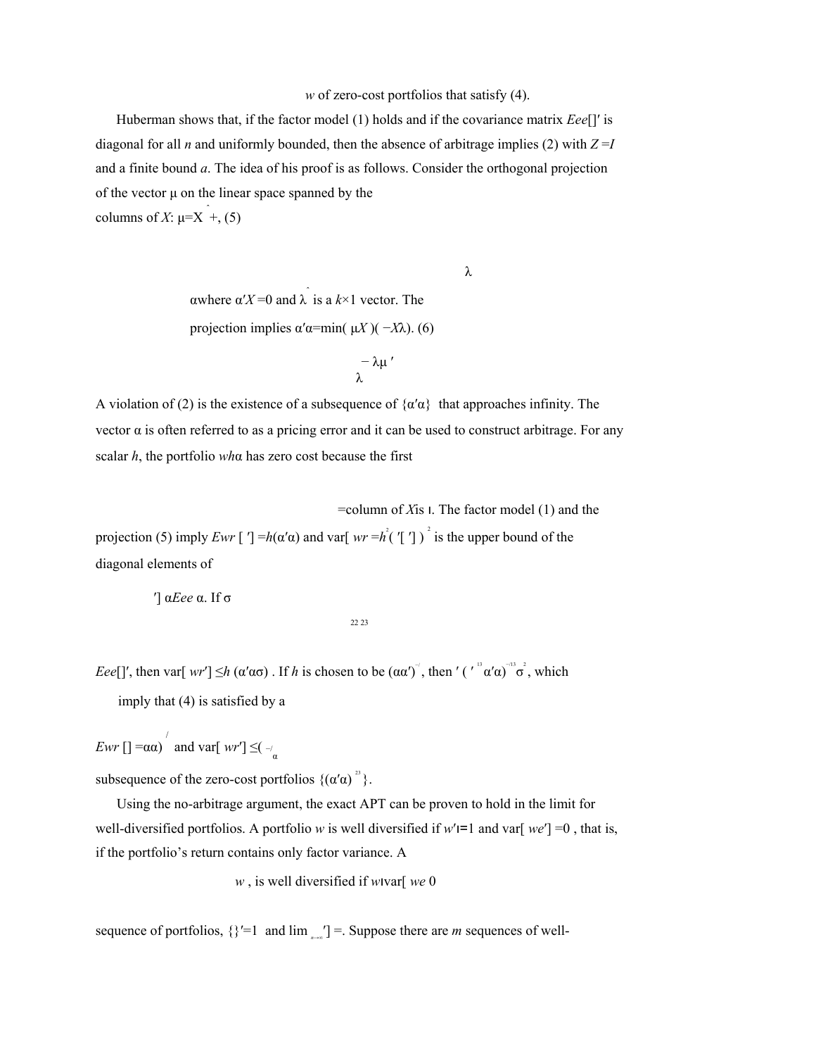$w$ of zero-cost portfolios that satisfy (4).

Huberman shows that, if the factor model (1) holds and if the covariance matrix $E[ee']$ is diagonal for all $n$ and uniformly bounded, then the absence of arbitrage implies (2) with $Z = \iota$ and a finite bound $a$. The idea of his proof is as follows. Consider the orthogonal projection of the vector $\mu$ on the linear space spanned by the columns of $X$:

$$\mu = X\hat{\lambda} + \alpha, \quad (5)$$

where $\alpha' X = 0$ and $\hat{\lambda}$ is a $k \times 1$ vector. The projection implies

$$\alpha'\alpha = \min_{\lambda} (\mu - X\lambda)'(\mu - X\lambda). \quad (6)$$

A violation of (2) is the existence of a subsequence of $\{\alpha'\alpha\}$ that approaches infinity. The vector $\alpha$ is often referred to as a pricing error and it can be used to construct arbitrage. For any scalar $h$, the portfolio $w = h\alpha$ has zero cost because the first column of $X$ is $\iota$. The factor model (1) and the projection (5) imply $E[w'r] = h(\alpha'\alpha)$ and $\mathrm{var}[w'r] = h^2 \alpha' E[ee']\alpha$. If $\sigma^2$ is the upper bound of the diagonal elements of $E[ee']$, then $\mathrm{var}[w'r] \le h^2(\alpha'\alpha)\sigma^2$. If $h$ is chosen to be $(\alpha'\alpha)^{-2/3}$, then $E[w'r] = (\alpha'\alpha)^{1/3}$ and $\mathrm{var}[w'r] \le (\alpha'\alpha)^{-1/3}\sigma^2$, which imply that (4) is satisfied by a subsequence of the zero-cost portfolios $\{(\alpha'\alpha)^{-2/3}\alpha\}$.

Using the no-arbitrage argument, the exact APT can be proven to hold in the limit for well-diversified portfolios. A portfolio $w$ is well diversified if $w'\iota = 1$ and $\mathrm{var}[w'e] = 0$, that is, if the portfolio's return contains only factor variance. A sequence of portfolios, $\{w\}$, is well diversified if $w'\iota = 1$ and $\lim_{n\to\infty} \mathrm{var}[w'e] = 0$. Suppose there are $m$ sequences of well-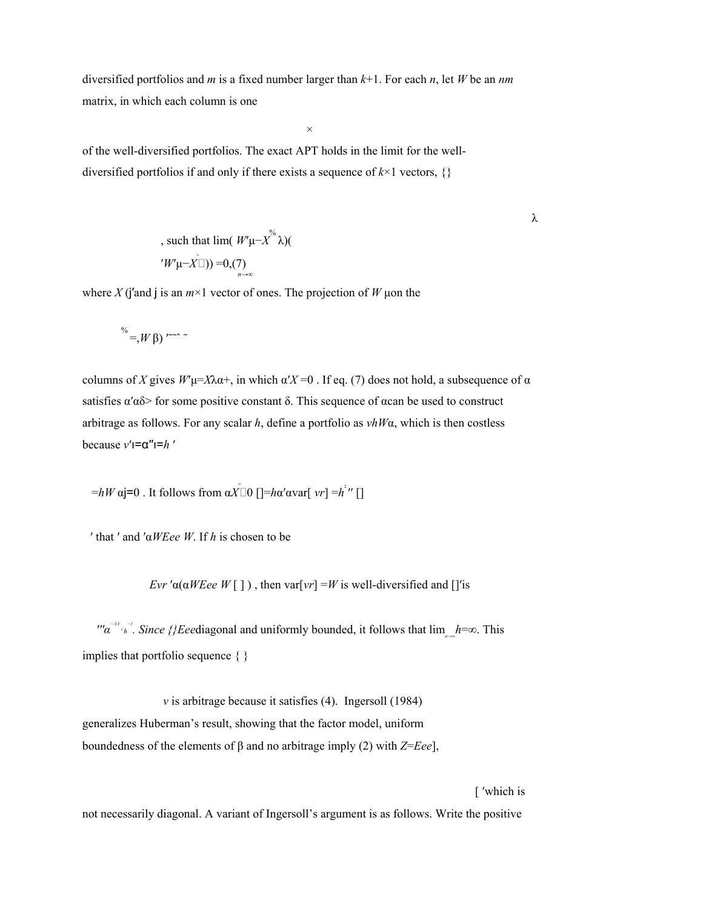diversified portfolios and $m$ is a fixed number larger than $k$+1. For each $n$, let $W$ be an $n \times m$ matrix, in which each column is one of the well-diversified portfolios. The exact APT holds in the limit for the well-diversified portfolios if and only if there exists a sequence of $k$×1 vectors, $\{\tilde{\lambda}\}$, such that

$$\lim_{n\to\infty}(W'\mu - \tilde{X}\tilde{\lambda})'(W'\mu - \tilde{X}\tilde{\lambda}) = 0, \quad (7)$$

where $\tilde{X} = (j, W'\beta)$ and j is an $m$×1 vector of ones. The projection of $W'\mu$ on the columns of $\tilde{X}$ gives $W'\mu = \tilde{X}\tilde{\lambda} + \alpha$, in which $\alpha'\tilde{X} = 0$. If eq. (7) does not hold, a subsequence of α satisfies $\alpha'\alpha > \delta$ for some positive constant δ. This sequence of α can be used to construct arbitrage as follows. For any scalar $h$, define a portfolio as $v = hW\alpha$, which is then costless because $v'\iota = h\alpha'W'\iota = h\alpha'j = 0$. It follows from $\alpha'\tilde{X} = 0$ that $E[v'r] = h\alpha'\alpha$ and $\mathrm{var}[v'r] = h^2\alpha'W'E[ee']W\alpha$. If $h$ is chosen to be $(\alpha'W'E[ee']W\alpha)^{-1/3}$, then $\mathrm{var}[v'r] = h$. Since $W$ is well-diversified and $\{E[ee']\}$ is diagonal and uniformly bounded, it follows that $\lim_{n\to\infty} h = \infty$. This implies that portfolio sequence $\{v\}$ is arbitrage because it satisfies (4). Ingersoll (1984) generalizes Huberman's result, showing that the factor model, uniform boundedness of the elements of β and no arbitrage imply (2) with $Z = E[ee']$, which is not necessarily diagonal. A variant of Ingersoll's argument is as follows. Write the positive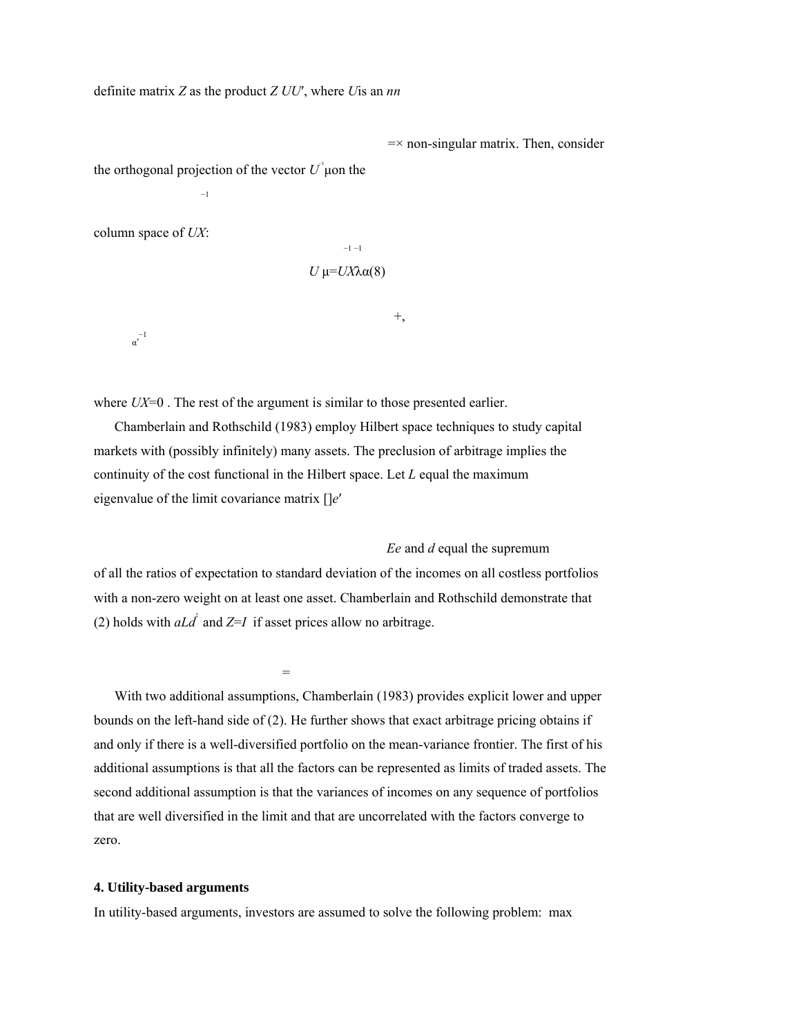definite matrix $Z$ as the product $Z = UU'$, where $U$ is an $n \times n$ non-singular matrix. Then, consider the orthogonal projection of the vector $U^{-1}\mu$ on the column space of $U^{-1}X$:

$$U^{-1}\mu = U^{-1}X\lambda + \alpha, \quad (8)$$

where $\alpha' U^{-1}X = 0$. The rest of the argument is similar to those presented earlier.

Chamberlain and Rothschild (1983) employ Hilbert space techniques to study capital markets with (possibly infinitely) many assets. The preclusion of arbitrage implies the continuity of the cost functional in the Hilbert space. Let $L$ equal the maximum eigenvalue of the limit covariance matrix $E[ee']$ and $d$ equal the supremum of all the ratios of expectation to standard deviation of the incomes on all costless portfolios with a non-zero weight on at least one asset. Chamberlain and Rothschild demonstrate that (2) holds with $a = Ld^2$ and $Z = I$ if asset prices allow no arbitrage.

With two additional assumptions, Chamberlain (1983) provides explicit lower and upper bounds on the left-hand side of (2). He further shows that exact arbitrage pricing obtains if and only if there is a well-diversified portfolio on the mean-variance frontier. The first of his additional assumptions is that all the factors can be represented as limits of traded assets. The second additional assumption is that the variances of incomes on any sequence of portfolios that are well diversified in the limit and that are uncorrelated with the factors converge to zero.

#### 4. Utility-based arguments

In utility-based arguments, investors are assumed to solve the following problem: max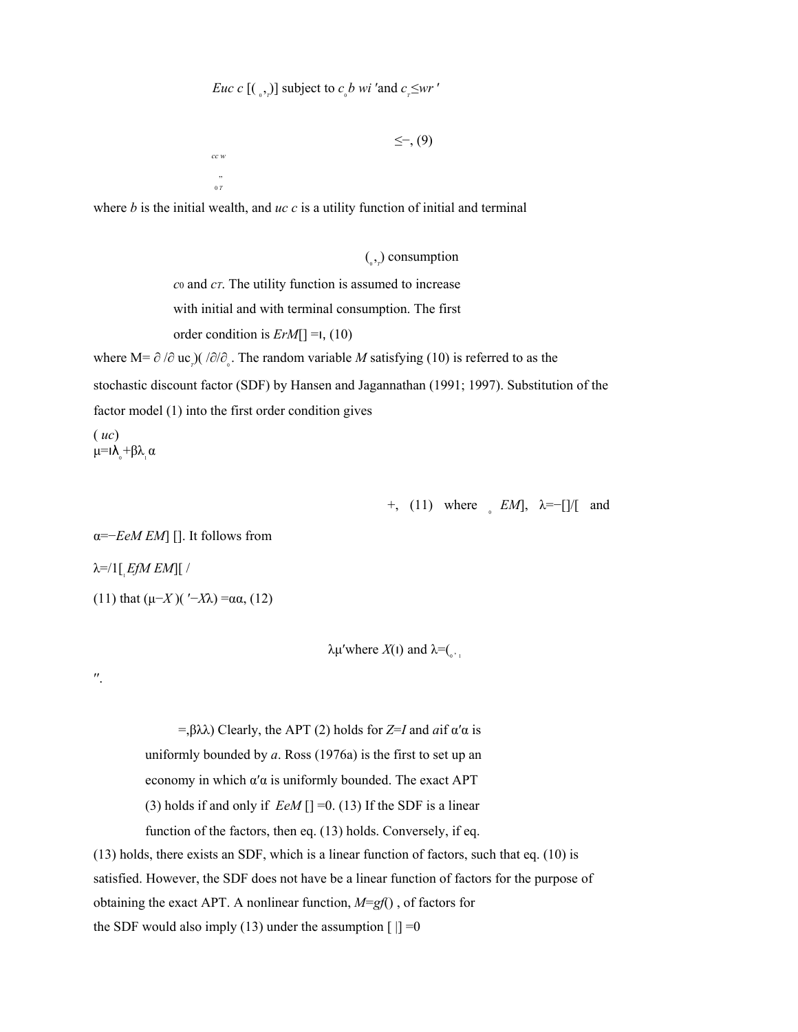$$E[u(c_0, c_T)] \text{ subject to } c_0 \le b - w'\iota \text{ and } c_T \le w'r, \quad (9)$$

where $b$ is the initial wealth, and $u(c_0, c_T)$ is a utility function of initial and terminal consumption $c_0$ and $c_T$. The utility function is assumed to increase with initial and with terminal consumption. The first order condition is

$$E[rM] = \iota, \quad (10)$$

where $M = (\partial u / \partial c_T)/(\partial u / \partial c_0)$. The random variable $M$ satisfying (10) is referred to as the stochastic discount factor (SDF) by Hansen and Jagannathan (1991; 1997). Substitution of the factor model (1) into the first order condition gives

$$\mu = \iota\lambda_0 + \beta\lambda_1 + \alpha, \quad (11)$$

where $\lambda_0 = 1/E[M]$, $\lambda_1 = -E[fM]/E[M]$ and $\alpha = -E[eM]/E[M]$. It follows from (11) that

$$(\mu - X\lambda)'(\mu - X\lambda) = \alpha'\alpha, \quad (12)$$

where $X = (\iota, \beta)$ and $\lambda = (\lambda_0, \lambda_1')'$.

Clearly, the APT (2) holds for $Z = I$ and $a$ if $\alpha'\alpha$ is uniformly bounded by $a$. Ross (1976a) is the first to set up an economy in which $\alpha'\alpha$ is uniformly bounded. The exact APT (3) holds if and only if

$$E[eM] = 0. \quad (13)$$

If the SDF is a linear function of the factors, then eq. (13) holds. Conversely, if eq. (13) holds, there exists an SDF, which is a linear function of factors, such that eq. (10) is satisfied. However, the SDF does not have be a linear function of factors for the purpose of obtaining the exact APT. A nonlinear function, $M = g(f)$, of factors for the SDF would also imply (13) under the assumption $E[e|f] = 0$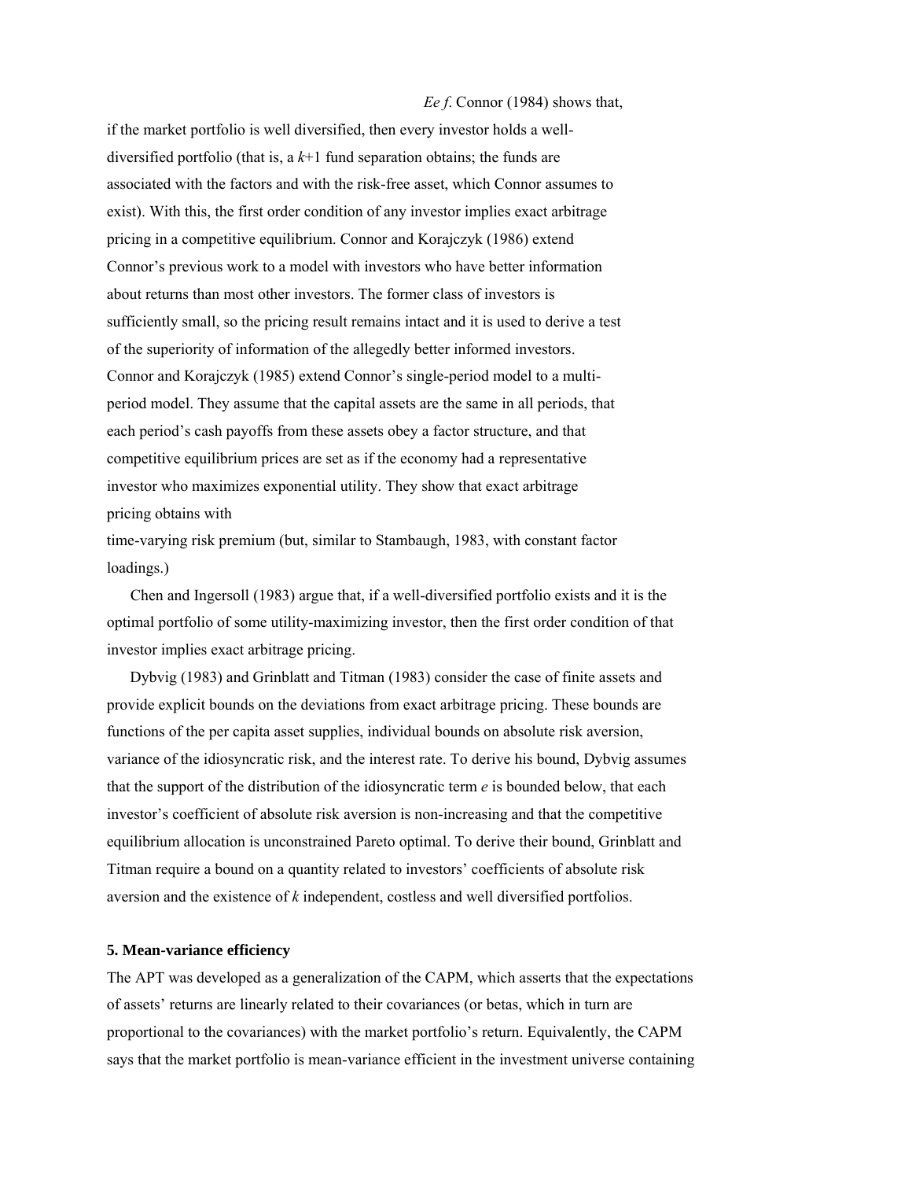$Ee\,f$. Connor (1984) shows that, if the market portfolio is well diversified, then every investor holds a well-diversified portfolio (that is, a $k$+1 fund separation obtains; the funds are associated with the factors and with the risk-free asset, which Connor assumes to exist). With this, the first order condition of any investor implies exact arbitrage pricing in a competitive equilibrium. Connor and Korajczyk (1986) extend Connor's previous work to a model with investors who have better information about returns than most other investors. The former class of investors is sufficiently small, so the pricing result remains intact and it is used to derive a test of the superiority of information of the allegedly better informed investors. Connor and Korajczyk (1985) extend Connor's single-period model to a multi-period model. They assume that the capital assets are the same in all periods, that each period's cash payoffs from these assets obey a factor structure, and that competitive equilibrium prices are set as if the economy had a representative investor who maximizes exponential utility. They show that exact arbitrage pricing obtains with time-varying risk premium (but, similar to Stambaugh, 1983, with constant factor loadings.)

Chen and Ingersoll (1983) argue that, if a well-diversified portfolio exists and it is the optimal portfolio of some utility-maximizing investor, then the first order condition of that investor implies exact arbitrage pricing.

Dybvig (1983) and Grinblatt and Titman (1983) consider the case of finite assets and provide explicit bounds on the deviations from exact arbitrage pricing. These bounds are functions of the per capita asset supplies, individual bounds on absolute risk aversion, variance of the idiosyncratic risk, and the interest rate. To derive his bound, Dybvig assumes that the support of the distribution of the idiosyncratic term $e$ is bounded below, that each investor's coefficient of absolute risk aversion is non-increasing and that the competitive equilibrium allocation is unconstrained Pareto optimal. To derive their bound, Grinblatt and Titman require a bound on a quantity related to investors' coefficients of absolute risk aversion and the existence of $k$ independent, costless and well diversified portfolios.

## 5. Mean-variance efficiency

The APT was developed as a generalization of the CAPM, which asserts that the expectations of assets' returns are linearly related to their covariances (or betas, which in turn are proportional to the covariances) with the market portfolio's return. Equivalently, the CAPM says that the market portfolio is mean-variance efficient in the investment universe containing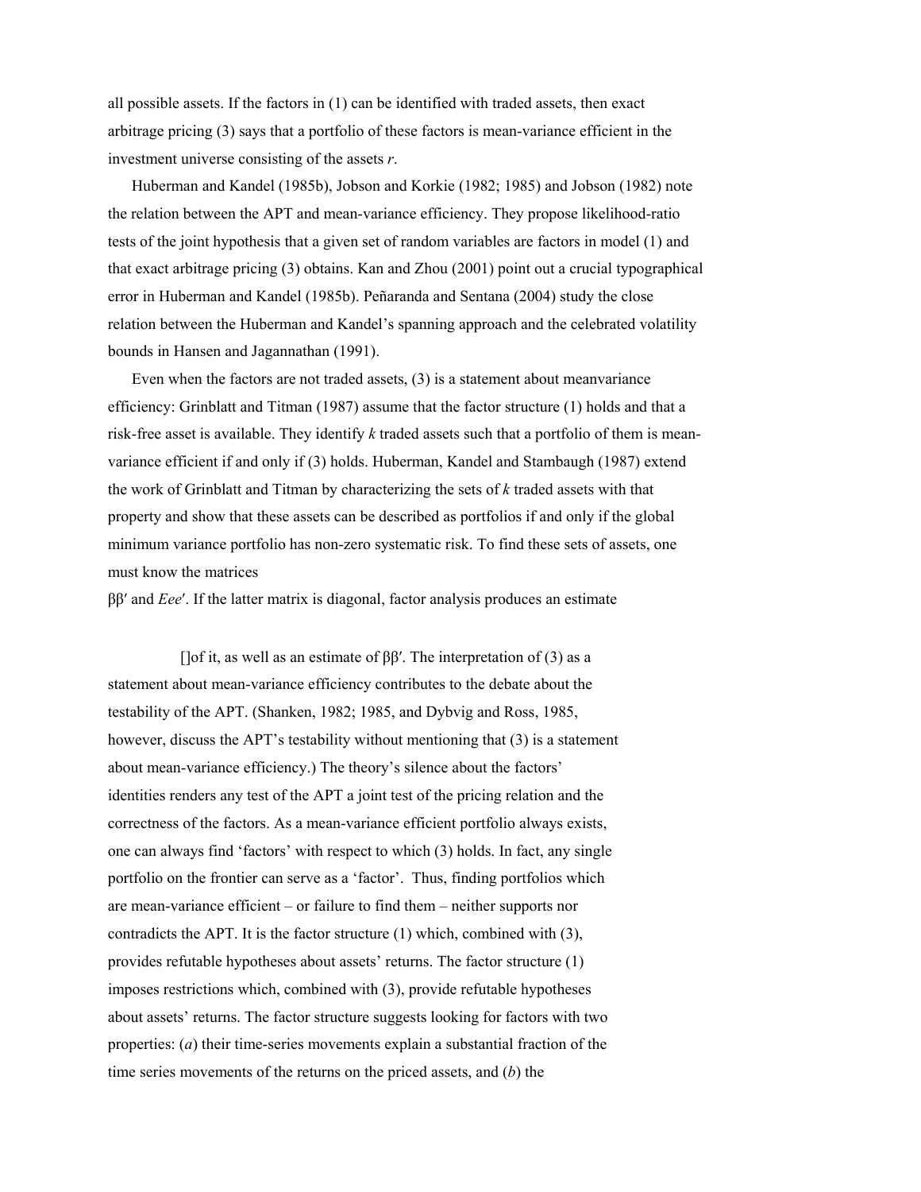all possible assets. If the factors in (1) can be identified with traded assets, then exact arbitrage pricing (3) says that a portfolio of these factors is mean-variance efficient in the investment universe consisting of the assets *r*.

Huberman and Kandel (1985b), Jobson and Korkie (1982; 1985) and Jobson (1982) note the relation between the APT and mean-variance efficiency. They propose likelihood-ratio tests of the joint hypothesis that a given set of random variables are factors in model (1) and that exact arbitrage pricing (3) obtains. Kan and Zhou (2001) point out a crucial typographical error in Huberman and Kandel (1985b). Peñaranda and Sentana (2004) study the close relation between the Huberman and Kandel's spanning approach and the celebrated volatility bounds in Hansen and Jagannathan (1991).

Even when the factors are not traded assets, (3) is a statement about meanvariance efficiency: Grinblatt and Titman (1987) assume that the factor structure (1) holds and that a risk-free asset is available. They identify *k* traded assets such that a portfolio of them is mean-variance efficient if and only if (3) holds. Huberman, Kandel and Stambaugh (1987) extend the work of Grinblatt and Titman by characterizing the sets of *k* traded assets with that property and show that these assets can be described as portfolios if and only if the global minimum variance portfolio has non-zero systematic risk. To find these sets of assets, one must know the matrices $\beta\beta'$ and $Eee'$. If the latter matrix is diagonal, factor analysis produces an estimate

[]of it, as well as an estimate of $\beta\beta'$. The interpretation of (3) as a statement about mean-variance efficiency contributes to the debate about the testability of the APT. (Shanken, 1982; 1985, and Dybvig and Ross, 1985, however, discuss the APT's testability without mentioning that (3) is a statement about mean-variance efficiency.) The theory's silence about the factors' identities renders any test of the APT a joint test of the pricing relation and the correctness of the factors. As a mean-variance efficient portfolio always exists, one can always find 'factors' with respect to which (3) holds. In fact, any single portfolio on the frontier can serve as a 'factor'. Thus, finding portfolios which are mean-variance efficient – or failure to find them – neither supports nor contradicts the APT. It is the factor structure (1) which, combined with (3), provides refutable hypotheses about assets' returns. The factor structure (1) imposes restrictions which, combined with (3), provide refutable hypotheses about assets' returns. The factor structure suggests looking for factors with two properties: (*a*) their time-series movements explain a substantial fraction of the time series movements of the returns on the priced assets, and (*b*) the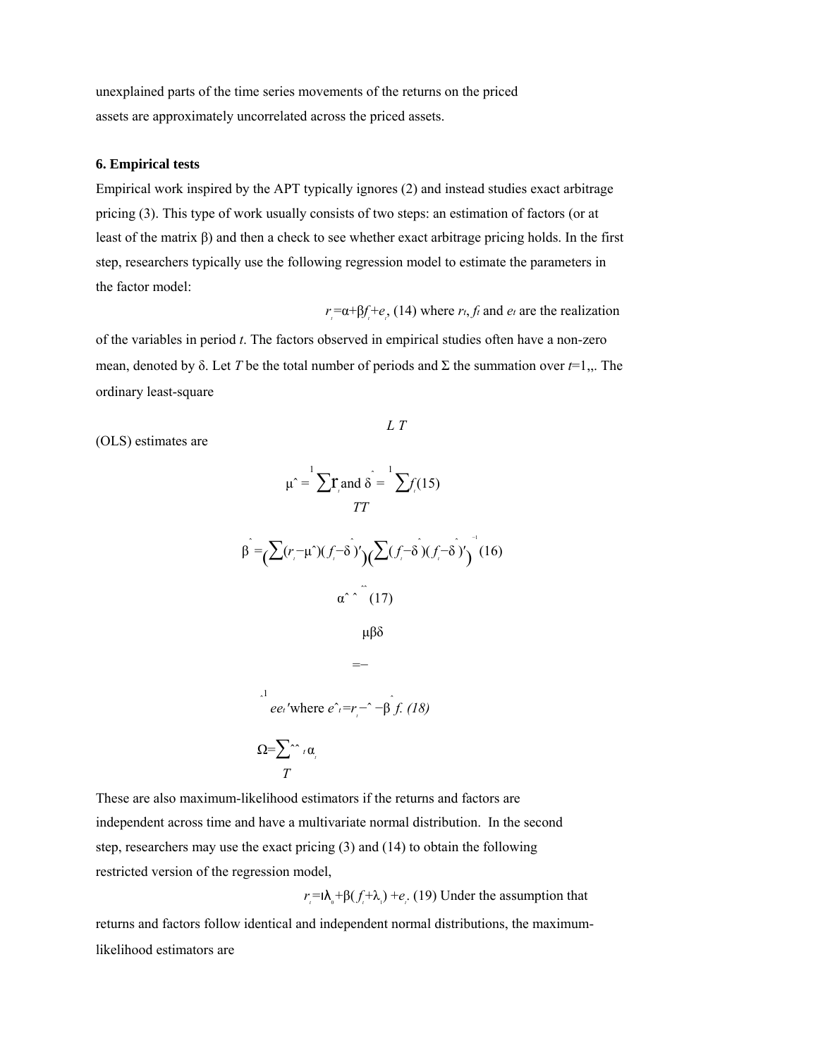unexplained parts of the time series movements of the returns on the priced assets are approximately uncorrelated across the priced assets.

**6. Empirical tests**

Empirical work inspired by the APT typically ignores (2) and instead studies exact arbitrage pricing (3). This type of work usually consists of two steps: an estimation of factors (or at least of the matrix β) and then a check to see whether exact arbitrage pricing holds. In the first step, researchers typically use the following regression model to estimate the parameters in the factor model:

$$r_t = \alpha + \beta f_t + e_t, \quad (14)$$

where $r_t$, $f_t$ and $e_t$ are the realization of the variables in period $t$. The factors observed in empirical studies often have a non-zero mean, denoted by δ. Let $T$ be the total number of periods and Σ the summation over $t$=1,,. The ordinary least-square

$L$ $T$

(OLS) estimates are

$$\hat{\mu} = \frac{1}{T}\sum r_t \text{ and } \hat{\delta} = \frac{1}{T}\sum f_t \quad (15)$$

$$\hat{\beta} = \left(\sum (r_t - \hat{\mu})(f_t - \hat{\delta})'\right)\left(\sum (f_t - \hat{\delta})(f_t - \hat{\delta})'\right)^{-1} \quad (16)$$

$$\hat{\alpha} = \hat{\mu} - \hat{\beta}\hat{\delta} \quad (17)$$

$$\hat{\Omega} = \frac{1}{T}\sum \hat{e}_t \hat{e}_t' \text{ where } \hat{e}_t = r_t - \hat{\alpha} - \hat{\beta} f_t. \quad (18)$$

These are also maximum-likelihood estimators if the returns and factors are independent across time and have a multivariate normal distribution. In the second step, researchers may use the exact pricing (3) and (14) to obtain the following restricted version of the regression model,

$$r_t = \iota\lambda_0 + \beta(f_t + \lambda_1) + e_t. \quad (19)$$

Under the assumption that returns and factors follow identical and independent normal distributions, the maximum-likelihood estimators are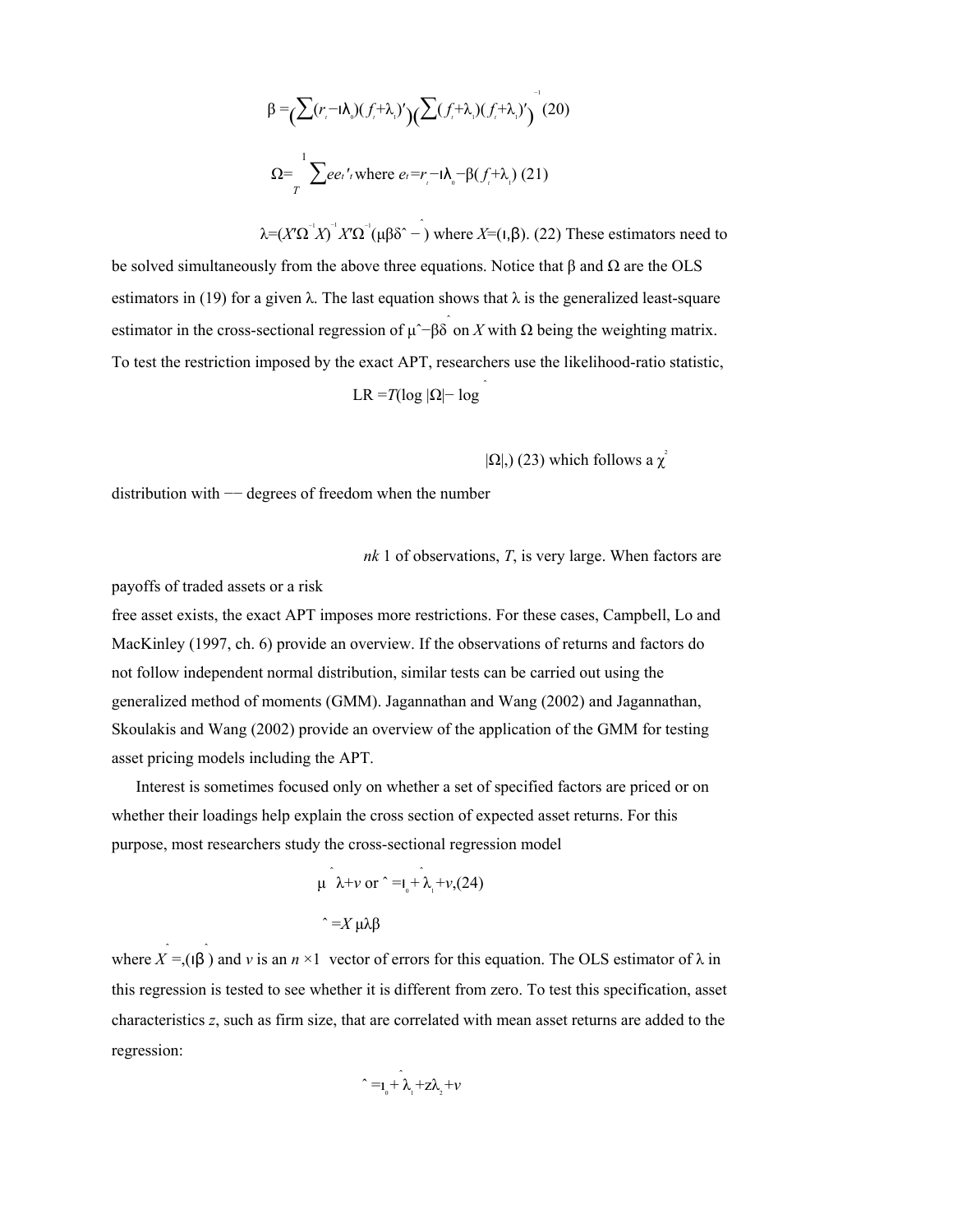$$\beta = \left(\sum (r_t - \iota\lambda_0)(f_t + \lambda_1)'\right)\left(\sum (f_t + \lambda_1)(f_t + \lambda_1)'\right)^{-1} \quad (20)$$

$$\Omega = \frac{1}{T}\sum e_t e_t' \text{ where } e_t = r_t - \iota\lambda_0 - \beta(f_t + \lambda_1) \quad (21)$$

$$\lambda = (X'\Omega^{-1}X)^{-1}X'\Omega^{-1}(\hat{\mu} - \beta\hat{\delta}) \text{ where } X = (\iota, \beta). \quad (22)$$

These estimators need to be solved simultaneously from the above three equations. Notice that $\beta$ and $\Omega$ are the OLS estimators in (19) for a given $\lambda$. The last equation shows that $\lambda$ is the generalized least-square estimator in the cross-sectional regression of $\hat{\mu} - \beta\hat{\delta}$ on $X$ with $\Omega$ being the weighting matrix. To test the restriction imposed by the exact APT, researchers use the likelihood-ratio statistic,

$$LR = T(\log |\Omega| - \log |\hat{\Omega}|,) \quad (23)$$

which follows a $\chi^2$ distribution with $n - k - 1$ degrees of freedom when the number of observations, $T$, is very large. When factors are payoffs of traded assets or a risk free asset exists, the exact APT imposes more restrictions. For these cases, Campbell, Lo and MacKinley (1997, ch. 6) provide an overview. If the observations of returns and factors do not follow independent normal distribution, similar tests can be carried out using the generalized method of moments (GMM). Jagannathan and Wang (2002) and Jagannathan, Skoulakis and Wang (2002) provide an overview of the application of the GMM for testing asset pricing models including the APT.

Interest is sometimes focused only on whether a set of specified factors are priced or on whether their loadings help explain the cross section of expected asset returns. For this purpose, most researchers study the cross-sectional regression model

$$\hat{\mu} = \hat{X}\lambda + v \text{ or } \hat{\mu} = \iota\lambda_0 + \hat{\beta}\lambda_1 + v, \quad (24)$$

where $\hat{X} = (\iota, \hat{\beta})$ and $v$ is an $n \times 1$ vector of errors for this equation. The OLS estimator of $\lambda$ in this regression is tested to see whether it is different from zero. To test this specification, asset characteristics $z$, such as firm size, that are correlated with mean asset returns are added to the regression:

$$\hat{\mu} = \iota\lambda_0 + \hat{\beta}\lambda_1 + z\lambda_2 + v$$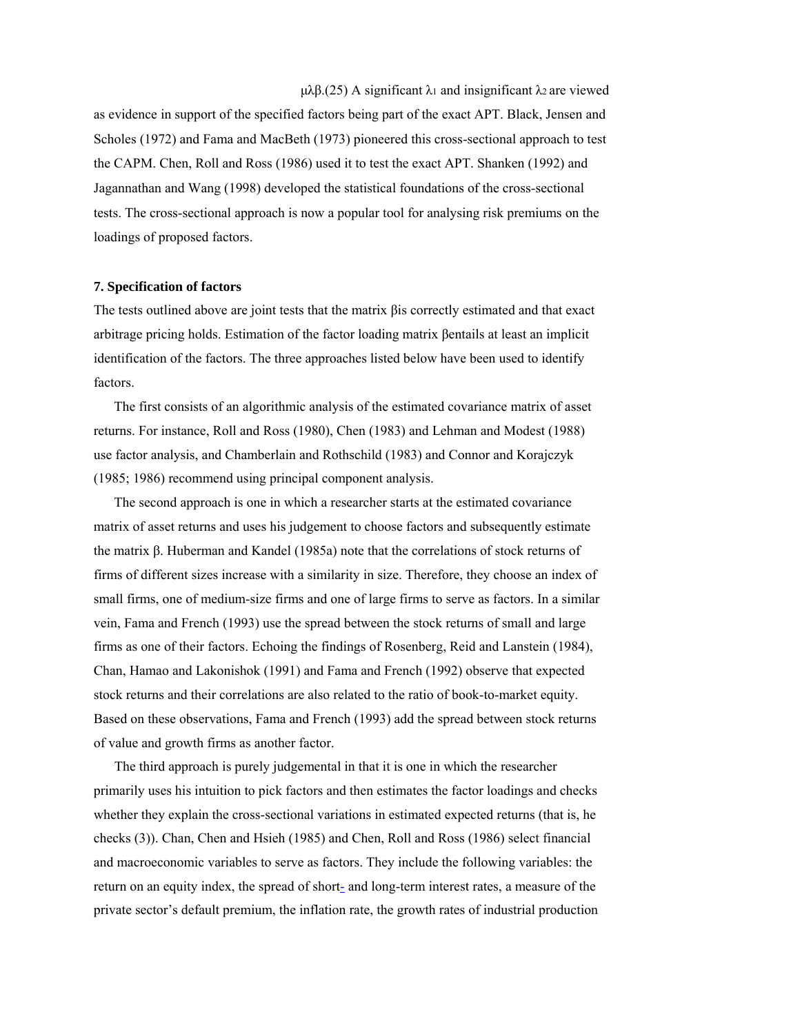$\mu\lambda\beta$.(25) A significant $\lambda_1$ and insignificant $\lambda_2$ are viewed as evidence in support of the specified factors being part of the exact APT. Black, Jensen and Scholes (1972) and Fama and MacBeth (1973) pioneered this cross-sectional approach to test the CAPM. Chen, Roll and Ross (1986) used it to test the exact APT. Shanken (1992) and Jagannathan and Wang (1998) developed the statistical foundations of the cross-sectional tests. The cross-sectional approach is now a popular tool for analysing risk premiums on the loadings of proposed factors.

**7. Specification of factors**

The tests outlined above are joint tests that the matrix $\beta$is correctly estimated and that exact arbitrage pricing holds. Estimation of the factor loading matrix $\beta$entails at least an implicit identification of the factors. The three approaches listed below have been used to identify factors.

The first consists of an algorithmic analysis of the estimated covariance matrix of asset returns. For instance, Roll and Ross (1980), Chen (1983) and Lehman and Modest (1988) use factor analysis, and Chamberlain and Rothschild (1983) and Connor and Korajczyk (1985; 1986) recommend using principal component analysis.

The second approach is one in which a researcher starts at the estimated covariance matrix of asset returns and uses his judgement to choose factors and subsequently estimate the matrix $\beta$. Huberman and Kandel (1985a) note that the correlations of stock returns of firms of different sizes increase with a similarity in size. Therefore, they choose an index of small firms, one of medium-size firms and one of large firms to serve as factors. In a similar vein, Fama and French (1993) use the spread between the stock returns of small and large firms as one of their factors. Echoing the findings of Rosenberg, Reid and Lanstein (1984), Chan, Hamao and Lakonishok (1991) and Fama and French (1992) observe that expected stock returns and their correlations are also related to the ratio of book-to-market equity. Based on these observations, Fama and French (1993) add the spread between stock returns of value and growth firms as another factor.

The third approach is purely judgemental in that it is one in which the researcher primarily uses his intuition to pick factors and then estimates the factor loadings and checks whether they explain the cross-sectional variations in estimated expected returns (that is, he checks (3)). Chan, Chen and Hsieh (1985) and Chen, Roll and Ross (1986) select financial and macroeconomic variables to serve as factors. They include the following variables: the return on an equity index, the spread of short- and long-term interest rates, a measure of the private sector's default premium, the inflation rate, the growth rates of industrial production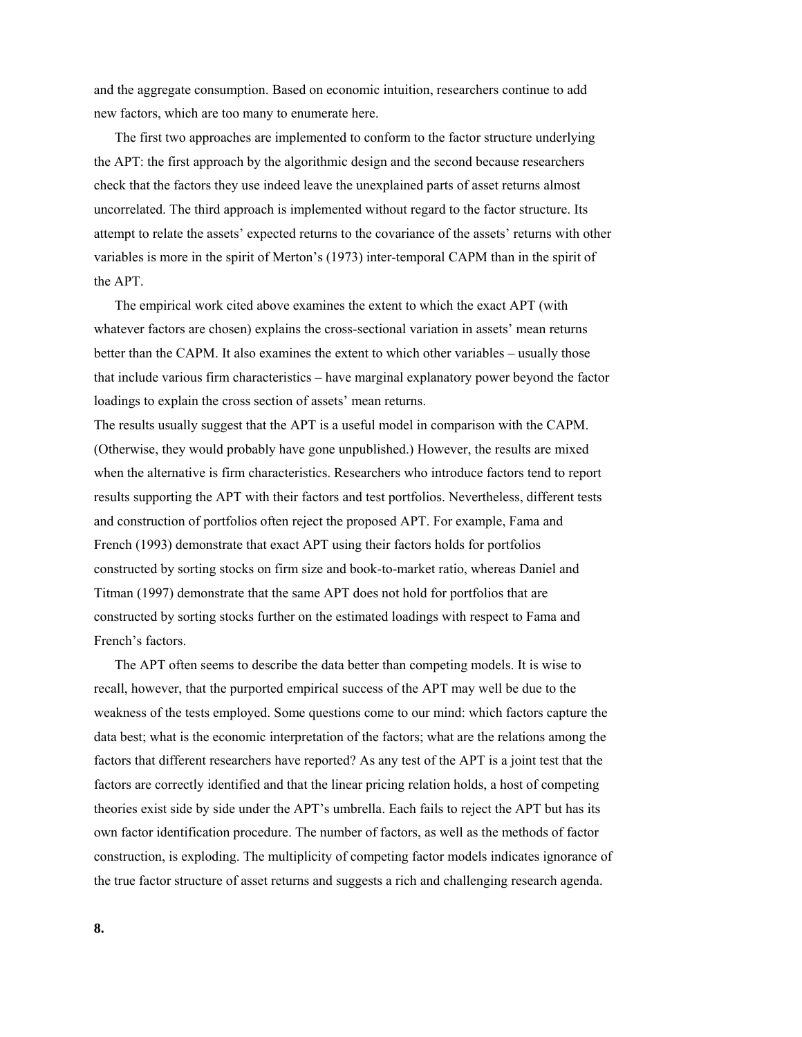and the aggregate consumption. Based on economic intuition, researchers continue to add new factors, which are too many to enumerate here.

The first two approaches are implemented to conform to the factor structure underlying the APT: the first approach by the algorithmic design and the second because researchers check that the factors they use indeed leave the unexplained parts of asset returns almost uncorrelated. The third approach is implemented without regard to the factor structure. Its attempt to relate the assets' expected returns to the covariance of the assets' returns with other variables is more in the spirit of Merton's (1973) inter-temporal CAPM than in the spirit of the APT.

The empirical work cited above examines the extent to which the exact APT (with whatever factors are chosen) explains the cross-sectional variation in assets' mean returns better than the CAPM. It also examines the extent to which other variables – usually those that include various firm characteristics – have marginal explanatory power beyond the factor loadings to explain the cross section of assets' mean returns.

The results usually suggest that the APT is a useful model in comparison with the CAPM. (Otherwise, they would probably have gone unpublished.) However, the results are mixed when the alternative is firm characteristics. Researchers who introduce factors tend to report results supporting the APT with their factors and test portfolios. Nevertheless, different tests and construction of portfolios often reject the proposed APT. For example, Fama and French (1993) demonstrate that exact APT using their factors holds for portfolios constructed by sorting stocks on firm size and book-to-market ratio, whereas Daniel and Titman (1997) demonstrate that the same APT does not hold for portfolios that are constructed by sorting stocks further on the estimated loadings with respect to Fama and French's factors.

The APT often seems to describe the data better than competing models. It is wise to recall, however, that the purported empirical success of the APT may well be due to the weakness of the tests employed. Some questions come to our mind: which factors capture the data best; what is the economic interpretation of the factors; what are the relations among the factors that different researchers have reported? As any test of the APT is a joint test that the factors are correctly identified and that the linear pricing relation holds, a host of competing theories exist side by side under the APT's umbrella. Each fails to reject the APT but has its own factor identification procedure. The number of factors, as well as the methods of factor construction, is exploding. The multiplicity of competing factor models indicates ignorance of the true factor structure of asset returns and suggests a rich and challenging research agenda.

**8.**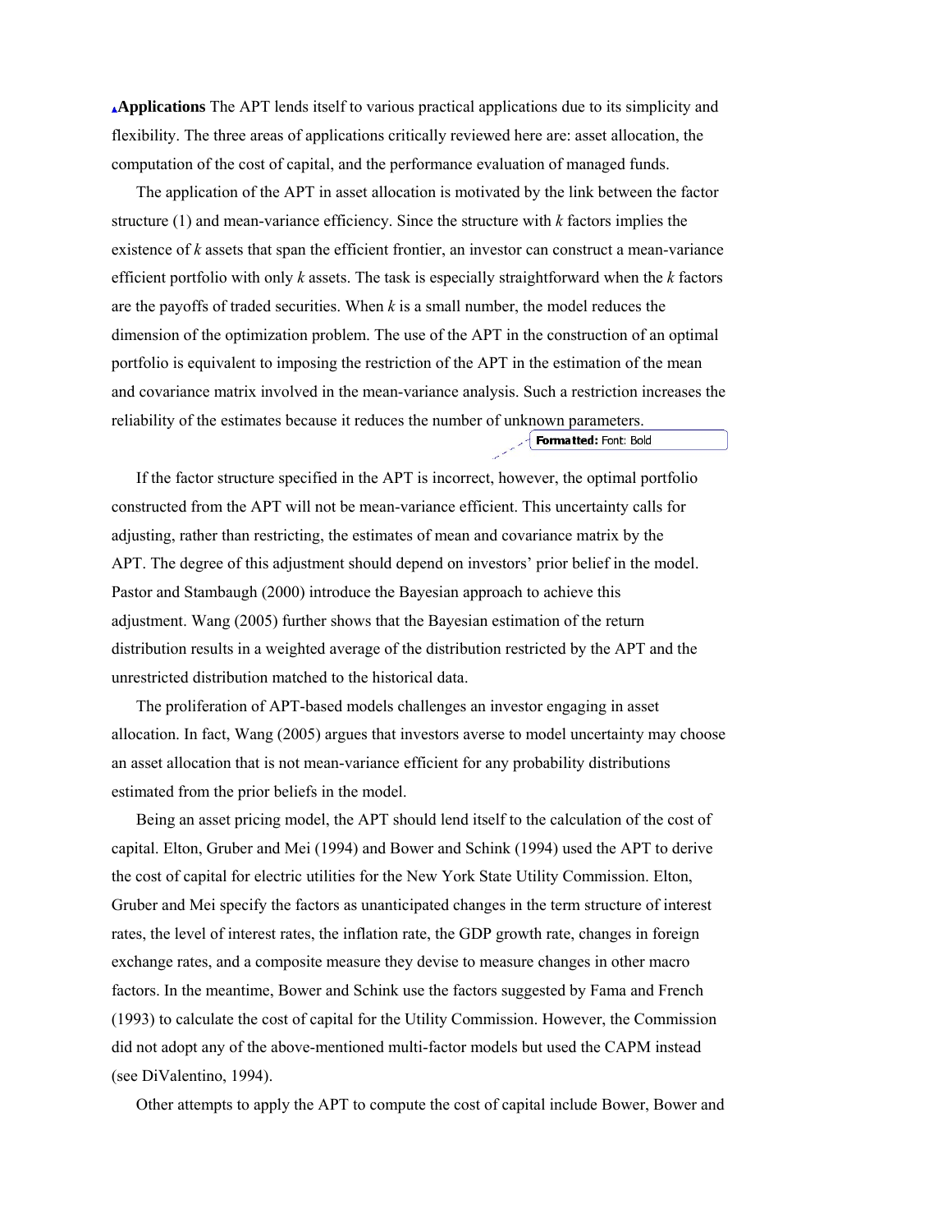**Applications** The APT lends itself to various practical applications due to its simplicity and flexibility. The three areas of applications critically reviewed here are: asset allocation, the computation of the cost of capital, and the performance evaluation of managed funds.

The application of the APT in asset allocation is motivated by the link between the factor structure (1) and mean-variance efficiency. Since the structure with $k$ factors implies the existence of $k$ assets that span the efficient frontier, an investor can construct a mean-variance efficient portfolio with only $k$ assets. The task is especially straightforward when the $k$ factors are the payoffs of traded securities. When $k$ is a small number, the model reduces the dimension of the optimization problem. The use of the APT in the construction of an optimal portfolio is equivalent to imposing the restriction of the APT in the estimation of the mean and covariance matrix involved in the mean-variance analysis. Such a restriction increases the reliability of the estimates because it reduces the number of unknown parameters.

If the factor structure specified in the APT is incorrect, however, the optimal portfolio constructed from the APT will not be mean-variance efficient. This uncertainty calls for adjusting, rather than restricting, the estimates of mean and covariance matrix by the APT. The degree of this adjustment should depend on investors' prior belief in the model. Pastor and Stambaugh (2000) introduce the Bayesian approach to achieve this adjustment. Wang (2005) further shows that the Bayesian estimation of the return distribution results in a weighted average of the distribution restricted by the APT and the unrestricted distribution matched to the historical data.

The proliferation of APT-based models challenges an investor engaging in asset allocation. In fact, Wang (2005) argues that investors averse to model uncertainty may choose an asset allocation that is not mean-variance efficient for any probability distributions estimated from the prior beliefs in the model.

Being an asset pricing model, the APT should lend itself to the calculation of the cost of capital. Elton, Gruber and Mei (1994) and Bower and Schink (1994) used the APT to derive the cost of capital for electric utilities for the New York State Utility Commission. Elton, Gruber and Mei specify the factors as unanticipated changes in the term structure of interest rates, the level of interest rates, the inflation rate, the GDP growth rate, changes in foreign exchange rates, and a composite measure they devise to measure changes in other macro factors. In the meantime, Bower and Schink use the factors suggested by Fama and French (1993) to calculate the cost of capital for the Utility Commission. However, the Commission did not adopt any of the above-mentioned multi-factor models but used the CAPM instead (see DiValentino, 1994).

Other attempts to apply the APT to compute the cost of capital include Bower, Bower and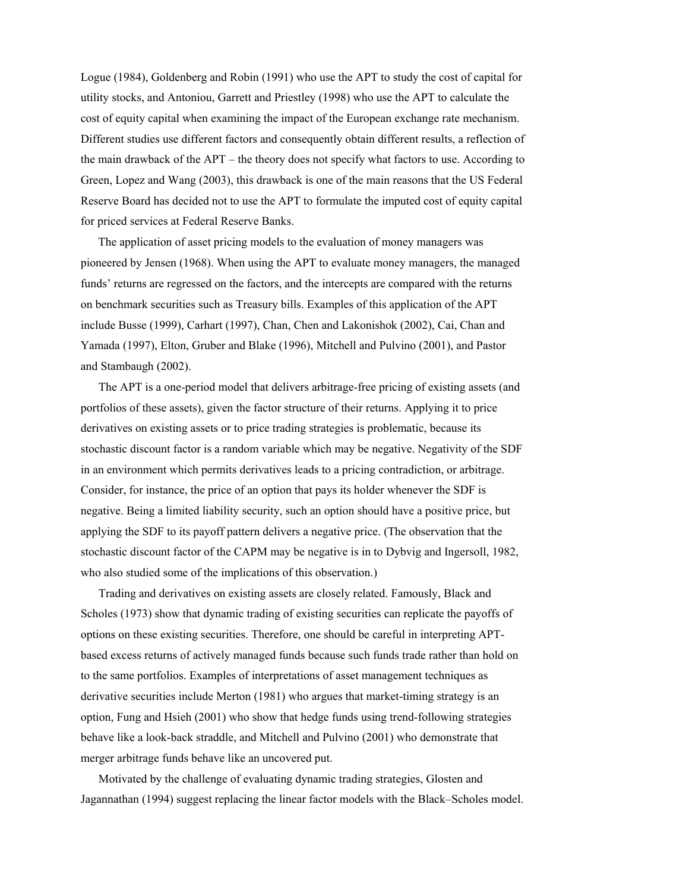Logue (1984), Goldenberg and Robin (1991) who use the APT to study the cost of capital for utility stocks, and Antoniou, Garrett and Priestley (1998) who use the APT to calculate the cost of equity capital when examining the impact of the European exchange rate mechanism. Different studies use different factors and consequently obtain different results, a reflection of the main drawback of the APT – the theory does not specify what factors to use. According to Green, Lopez and Wang (2003), this drawback is one of the main reasons that the US Federal Reserve Board has decided not to use the APT to formulate the imputed cost of equity capital for priced services at Federal Reserve Banks.

The application of asset pricing models to the evaluation of money managers was pioneered by Jensen (1968). When using the APT to evaluate money managers, the managed funds' returns are regressed on the factors, and the intercepts are compared with the returns on benchmark securities such as Treasury bills. Examples of this application of the APT include Busse (1999), Carhart (1997), Chan, Chen and Lakonishok (2002), Cai, Chan and Yamada (1997), Elton, Gruber and Blake (1996), Mitchell and Pulvino (2001), and Pastor and Stambaugh (2002).

The APT is a one-period model that delivers arbitrage-free pricing of existing assets (and portfolios of these assets), given the factor structure of their returns. Applying it to price derivatives on existing assets or to price trading strategies is problematic, because its stochastic discount factor is a random variable which may be negative. Negativity of the SDF in an environment which permits derivatives leads to a pricing contradiction, or arbitrage. Consider, for instance, the price of an option that pays its holder whenever the SDF is negative. Being a limited liability security, such an option should have a positive price, but applying the SDF to its payoff pattern delivers a negative price. (The observation that the stochastic discount factor of the CAPM may be negative is in to Dybvig and Ingersoll, 1982, who also studied some of the implications of this observation.)

Trading and derivatives on existing assets are closely related. Famously, Black and Scholes (1973) show that dynamic trading of existing securities can replicate the payoffs of options on these existing securities. Therefore, one should be careful in interpreting APT-based excess returns of actively managed funds because such funds trade rather than hold on to the same portfolios. Examples of interpretations of asset management techniques as derivative securities include Merton (1981) who argues that market-timing strategy is an option, Fung and Hsieh (2001) who show that hedge funds using trend-following strategies behave like a look-back straddle, and Mitchell and Pulvino (2001) who demonstrate that merger arbitrage funds behave like an uncovered put.

Motivated by the challenge of evaluating dynamic trading strategies, Glosten and Jagannathan (1994) suggest replacing the linear factor models with the Black–Scholes model.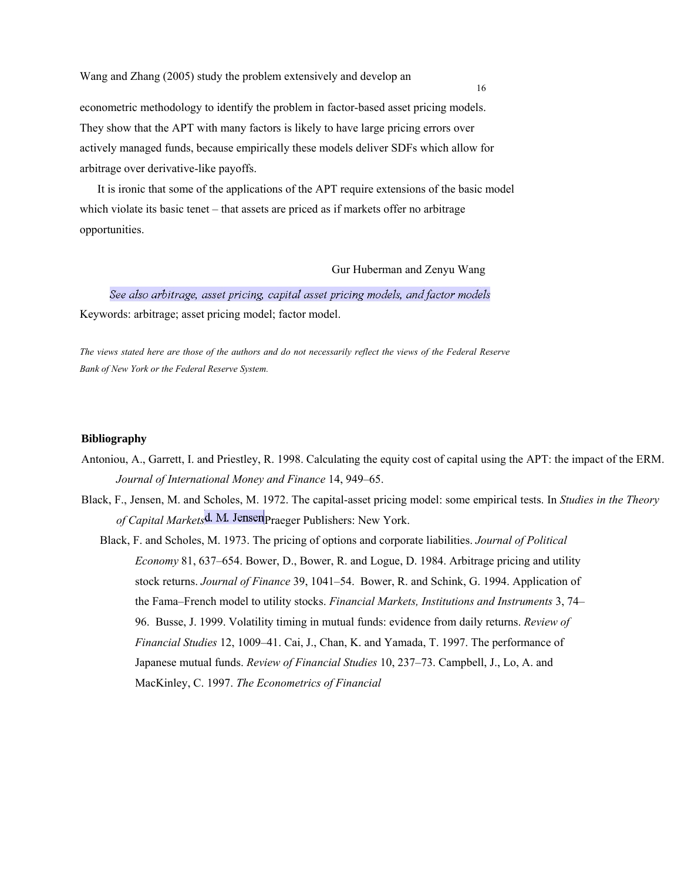Wang and Zhang (2005) study the problem extensively and develop an econometric methodology to identify the problem in factor-based asset pricing models. They show that the APT with many factors is likely to have large pricing errors over actively managed funds, because empirically these models deliver SDFs which allow for arbitrage over derivative-like payoffs.

It is ironic that some of the applications of the APT require extensions of the basic model which violate its basic tenet – that assets are priced as if markets offer no arbitrage opportunities.

Gur Huberman and Zenyu Wang

*See also arbitrage, asset pricing, capital asset pricing models, and factor models*

Keywords: arbitrage; asset pricing model; factor model.

*The views stated here are those of the authors and do not necessarily reflect the views of the Federal Reserve Bank of New York or the Federal Reserve System.*

**Bibliography**

Antoniou, A., Garrett, I. and Priestley, R. 1998. Calculating the equity cost of capital using the APT: the impact of the ERM. *Journal of International Money and Finance* 14, 949–65.

Black, F., Jensen, M. and Scholes, M. 1972. The capital-asset pricing model: some empirical tests. In *Studies in the Theory of Capital Markets* d. M. Jensen Praeger Publishers: New York.

Black, F. and Scholes, M. 1973. The pricing of options and corporate liabilities. *Journal of Political Economy* 81, 637–654. Bower, D., Bower, R. and Logue, D. 1984. Arbitrage pricing and utility stock returns. *Journal of Finance* 39, 1041–54. Bower, R. and Schink, G. 1994. Application of the Fama–French model to utility stocks. *Financial Markets, Institutions and Instruments* 3, 74–96. Busse, J. 1999. Volatility timing in mutual funds: evidence from daily returns. *Review of Financial Studies* 12, 1009–41. Cai, J., Chan, K. and Yamada, T. 1997. The performance of Japanese mutual funds. *Review of Financial Studies* 10, 237–73. Campbell, J., Lo, A. and MacKinley, C. 1997. *The Econometrics of Financial*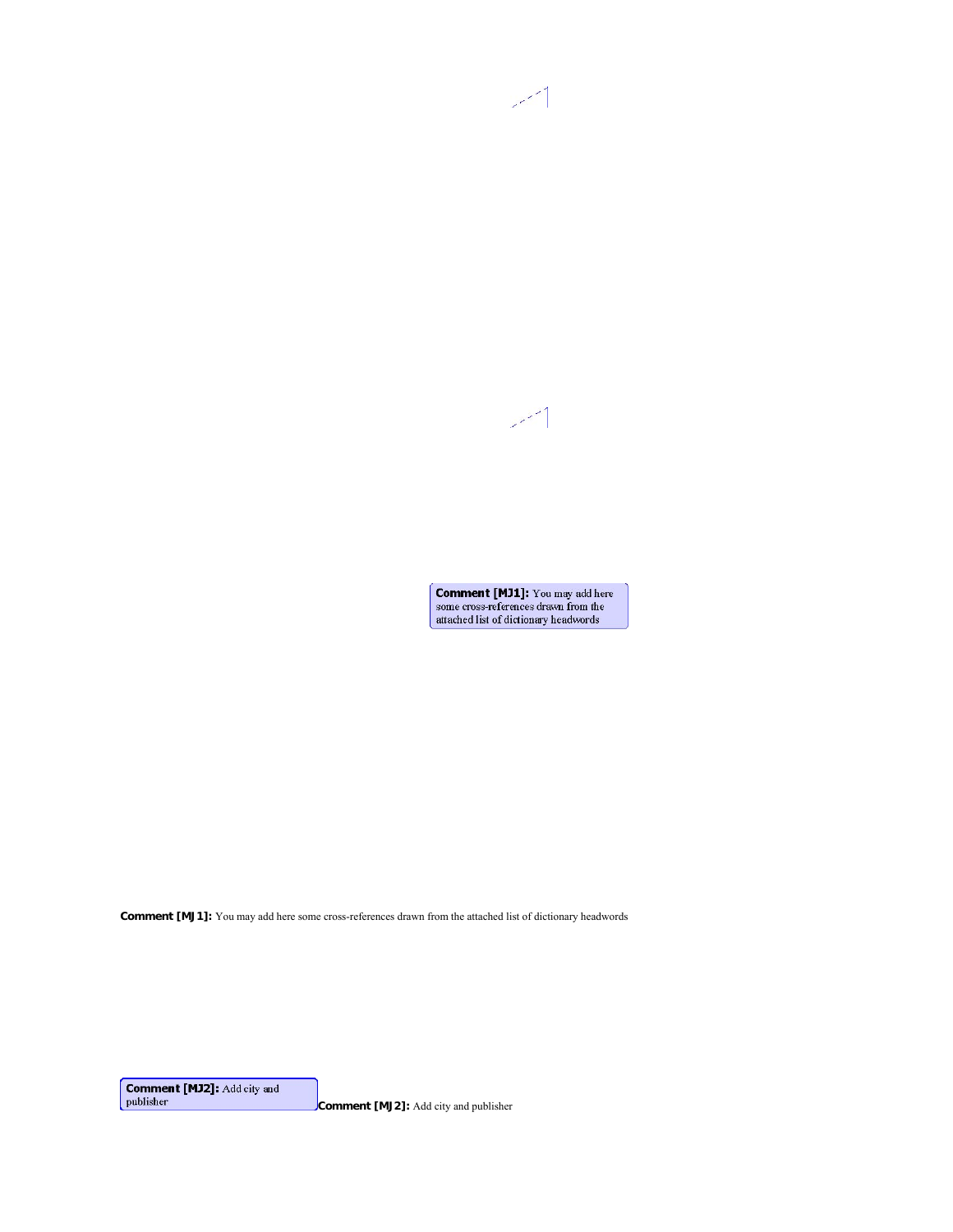Comment [MJ1]: You may add here some cross-references drawn from the attached list of dictionary headwords

Comment [MJ1]: You may add here some cross-references drawn from the attached list of dictionary headwords

Comment [MJ2]: Add city and publisher

Comment [MJ2]: Add city and publisher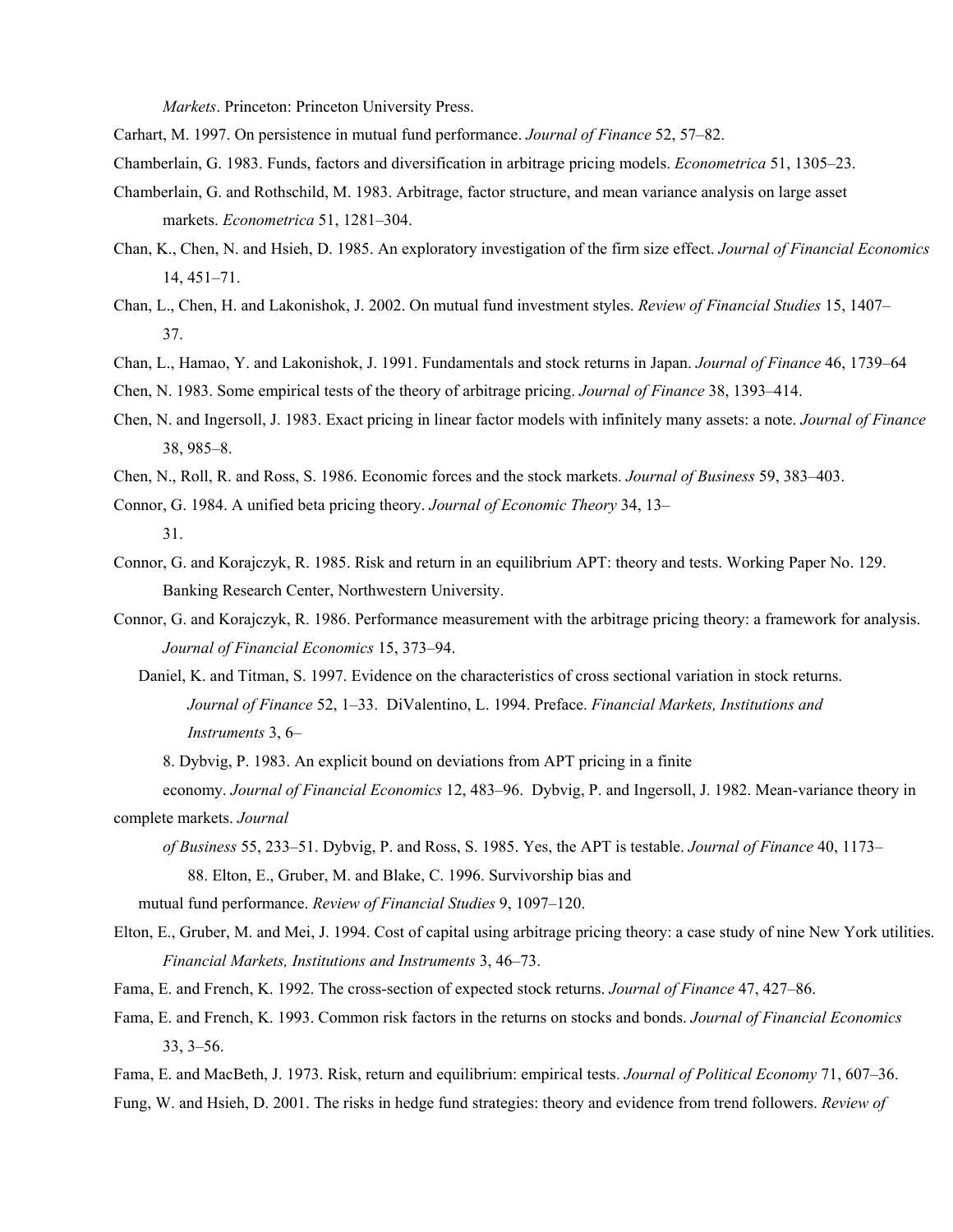*Markets*. Princeton: Princeton University Press.

Carhart, M. 1997. On persistence in mutual fund performance. *Journal of Finance* 52, 57–82.

Chamberlain, G. 1983. Funds, factors and diversification in arbitrage pricing models. *Econometrica* 51, 1305–23.

Chamberlain, G. and Rothschild, M. 1983. Arbitrage, factor structure, and mean variance analysis on large asset markets. *Econometrica* 51, 1281–304.

Chan, K., Chen, N. and Hsieh, D. 1985. An exploratory investigation of the firm size effect. *Journal of Financial Economics* 14, 451–71.

Chan, L., Chen, H. and Lakonishok, J. 2002. On mutual fund investment styles. *Review of Financial Studies* 15, 1407–37.

Chan, L., Hamao, Y. and Lakonishok, J. 1991. Fundamentals and stock returns in Japan. *Journal of Finance* 46, 1739–64

Chen, N. 1983. Some empirical tests of the theory of arbitrage pricing. *Journal of Finance* 38, 1393–414.

Chen, N. and Ingersoll, J. 1983. Exact pricing in linear factor models with infinitely many assets: a note. *Journal of Finance* 38, 985–8.

Chen, N., Roll, R. and Ross, S. 1986. Economic forces and the stock markets. *Journal of Business* 59, 383–403.

Connor, G. 1984. A unified beta pricing theory. *Journal of Economic Theory* 34, 13–31.

Connor, G. and Korajczyk, R. 1985. Risk and return in an equilibrium APT: theory and tests. Working Paper No. 129. Banking Research Center, Northwestern University.

Connor, G. and Korajczyk, R. 1986. Performance measurement with the arbitrage pricing theory: a framework for analysis. *Journal of Financial Economics* 15, 373–94.

Daniel, K. and Titman, S. 1997. Evidence on the characteristics of cross sectional variation in stock returns. *Journal of Finance* 52, 1–33.

DiValentino, L. 1994. Preface. *Financial Markets, Institutions and Instruments* 3, 6–8.

Dybvig, P. 1983. An explicit bound on deviations from APT pricing in a finite economy. *Journal of Financial Economics* 12, 483–96.

Dybvig, P. and Ingersoll, J. 1982. Mean-variance theory in complete markets. *Journal of Business* 55, 233–51.

Dybvig, P. and Ross, S. 1985. Yes, the APT is testable. *Journal of Finance* 40, 1173–88.

Elton, E., Gruber, M. and Blake, C. 1996. Survivorship bias and mutual fund performance. *Review of Financial Studies* 9, 1097–120.

Elton, E., Gruber, M. and Mei, J. 1994. Cost of capital using arbitrage pricing theory: a case study of nine New York utilities. *Financial Markets, Institutions and Instruments* 3, 46–73.

Fama, E. and French, K. 1992. The cross-section of expected stock returns. *Journal of Finance* 47, 427–86.

Fama, E. and French, K. 1993. Common risk factors in the returns on stocks and bonds. *Journal of Financial Economics* 33, 3–56.

Fama, E. and MacBeth, J. 1973. Risk, return and equilibrium: empirical tests. *Journal of Political Economy* 71, 607–36.

Fung, W. and Hsieh, D. 2001. The risks in hedge fund strategies: theory and evidence from trend followers. *Review of*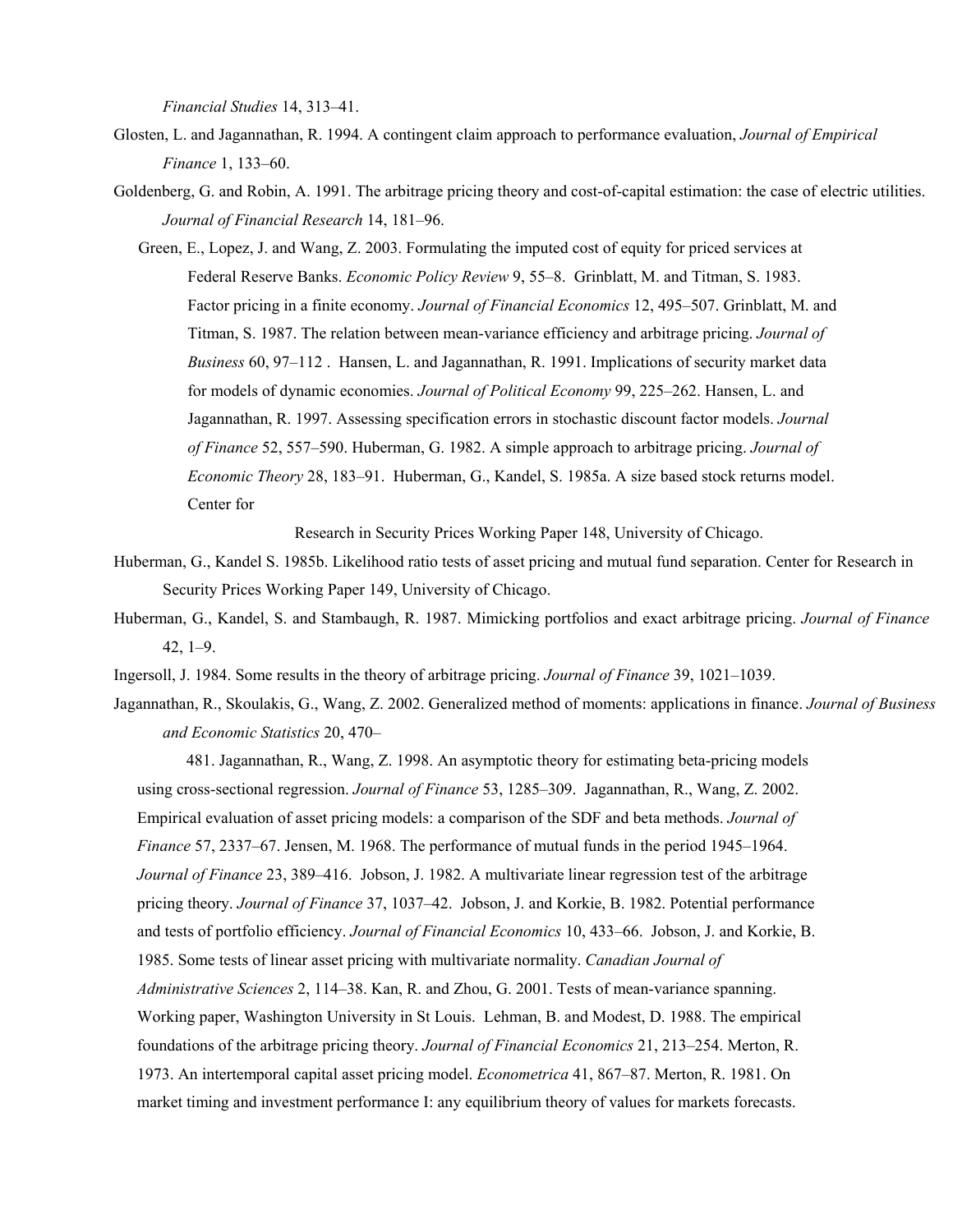*Financial Studies* 14, 313–41.

Glosten, L. and Jagannathan, R. 1994. A contingent claim approach to performance evaluation, *Journal of Empirical Finance* 1, 133–60.

Goldenberg, G. and Robin, A. 1991. The arbitrage pricing theory and cost-of-capital estimation: the case of electric utilities. *Journal of Financial Research* 14, 181–96.

Green, E., Lopez, J. and Wang, Z. 2003. Formulating the imputed cost of equity for priced services at Federal Reserve Banks. *Economic Policy Review* 9, 55–8.

Grinblatt, M. and Titman, S. 1983. Factor pricing in a finite economy. *Journal of Financial Economics* 12, 495–507.

Grinblatt, M. and Titman, S. 1987. The relation between mean-variance efficiency and arbitrage pricing. *Journal of Business* 60, 97–112 .

Hansen, L. and Jagannathan, R. 1991. Implications of security market data for models of dynamic economies. *Journal of Political Economy* 99, 225–262.

Hansen, L. and Jagannathan, R. 1997. Assessing specification errors in stochastic discount factor models. *Journal of Finance* 52, 557–590.

Huberman, G. 1982. A simple approach to arbitrage pricing. *Journal of Economic Theory* 28, 183–91.

Huberman, G., Kandel, S. 1985a. A size based stock returns model. Center for Research in Security Prices Working Paper 148, University of Chicago.

Huberman, G., Kandel S. 1985b. Likelihood ratio tests of asset pricing and mutual fund separation. Center for Research in Security Prices Working Paper 149, University of Chicago.

Huberman, G., Kandel, S. and Stambaugh, R. 1987. Mimicking portfolios and exact arbitrage pricing. *Journal of Finance* 42, 1–9.

Ingersoll, J. 1984. Some results in the theory of arbitrage pricing. *Journal of Finance* 39, 1021–1039.

Jagannathan, R., Skoulakis, G., Wang, Z. 2002. Generalized method of moments: applications in finance. *Journal of Business and Economic Statistics* 20, 470–481.

Jagannathan, R., Wang, Z. 1998. An asymptotic theory for estimating beta-pricing models using cross-sectional regression. *Journal of Finance* 53, 1285–309.

Jagannathan, R., Wang, Z. 2002. Empirical evaluation of asset pricing models: a comparison of the SDF and beta methods. *Journal of Finance* 57, 2337–67.

Jensen, M. 1968. The performance of mutual funds in the period 1945–1964. *Journal of Finance* 23, 389–416.

Jobson, J. 1982. A multivariate linear regression test of the arbitrage pricing theory. *Journal of Finance* 37, 1037–42.

Jobson, J. and Korkie, B. 1982. Potential performance and tests of portfolio efficiency. *Journal of Financial Economics* 10, 433–66.

Jobson, J. and Korkie, B. 1985. Some tests of linear asset pricing with multivariate normality. *Canadian Journal of Administrative Sciences* 2, 114–38.

Kan, R. and Zhou, G. 2001. Tests of mean-variance spanning. Working paper, Washington University in St Louis.

Lehman, B. and Modest, D. 1988. The empirical foundations of the arbitrage pricing theory. *Journal of Financial Economics* 21, 213–254.

Merton, R. 1973. An intertemporal capital asset pricing model. *Econometrica* 41, 867–87.

Merton, R. 1981. On market timing and investment performance I: any equilibrium theory of values for markets forecasts.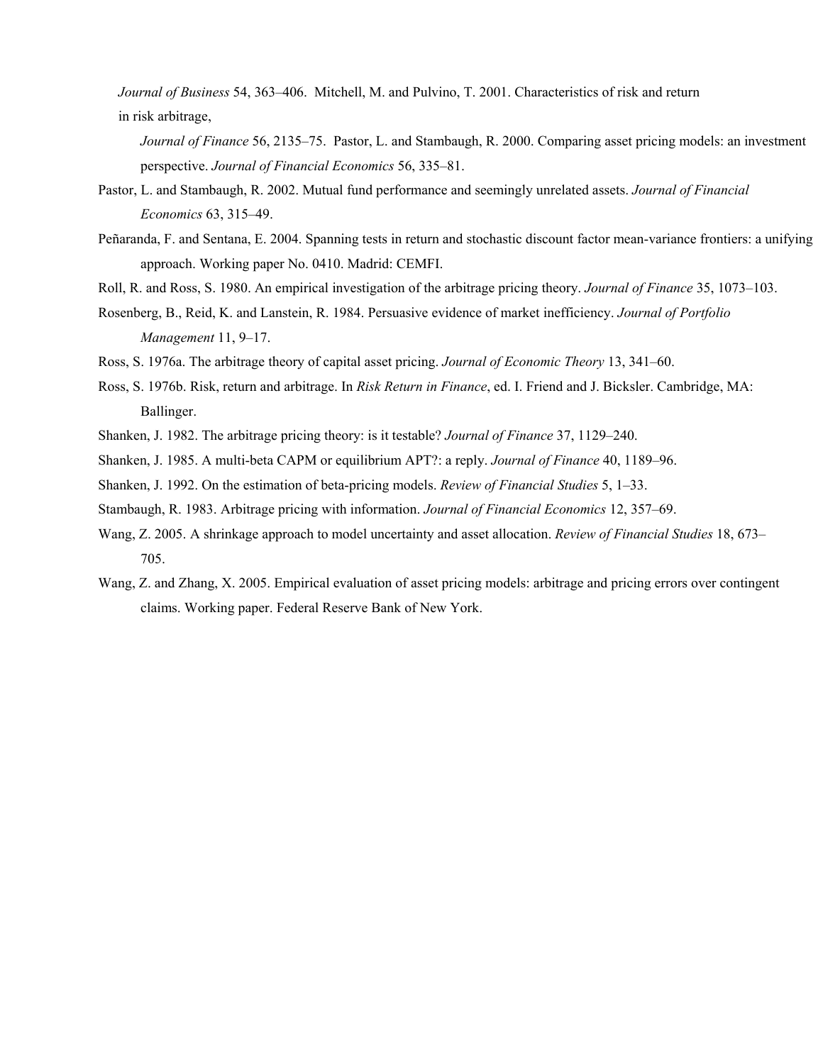*Journal of Business* 54, 363–406. Mitchell, M. and Pulvino, T. 2001. Characteristics of risk and return in risk arbitrage,

*Journal of Finance* 56, 2135–75. Pastor, L. and Stambaugh, R. 2000. Comparing asset pricing models: an investment perspective. *Journal of Financial Economics* 56, 335–81.

Pastor, L. and Stambaugh, R. 2002. Mutual fund performance and seemingly unrelated assets. *Journal of Financial Economics* 63, 315–49.

Peñaranda, F. and Sentana, E. 2004. Spanning tests in return and stochastic discount factor mean-variance frontiers: a unifying approach. Working paper No. 0410. Madrid: CEMFI.

Roll, R. and Ross, S. 1980. An empirical investigation of the arbitrage pricing theory. *Journal of Finance* 35, 1073–103.

Rosenberg, B., Reid, K. and Lanstein, R. 1984. Persuasive evidence of market inefficiency. *Journal of Portfolio Management* 11, 9–17.

Ross, S. 1976a. The arbitrage theory of capital asset pricing. *Journal of Economic Theory* 13, 341–60.

Ross, S. 1976b. Risk, return and arbitrage. In *Risk Return in Finance*, ed. I. Friend and J. Bicksler. Cambridge, MA: Ballinger.

Shanken, J. 1982. The arbitrage pricing theory: is it testable? *Journal of Finance* 37, 1129–240.

Shanken, J. 1985. A multi-beta CAPM or equilibrium APT?: a reply. *Journal of Finance* 40, 1189–96.

Shanken, J. 1992. On the estimation of beta-pricing models. *Review of Financial Studies* 5, 1–33.

Stambaugh, R. 1983. Arbitrage pricing with information. *Journal of Financial Economics* 12, 357–69.

Wang, Z. 2005. A shrinkage approach to model uncertainty and asset allocation. *Review of Financial Studies* 18, 673–705.

Wang, Z. and Zhang, X. 2005. Empirical evaluation of asset pricing models: arbitrage and pricing errors over contingent claims. Working paper. Federal Reserve Bank of New York.